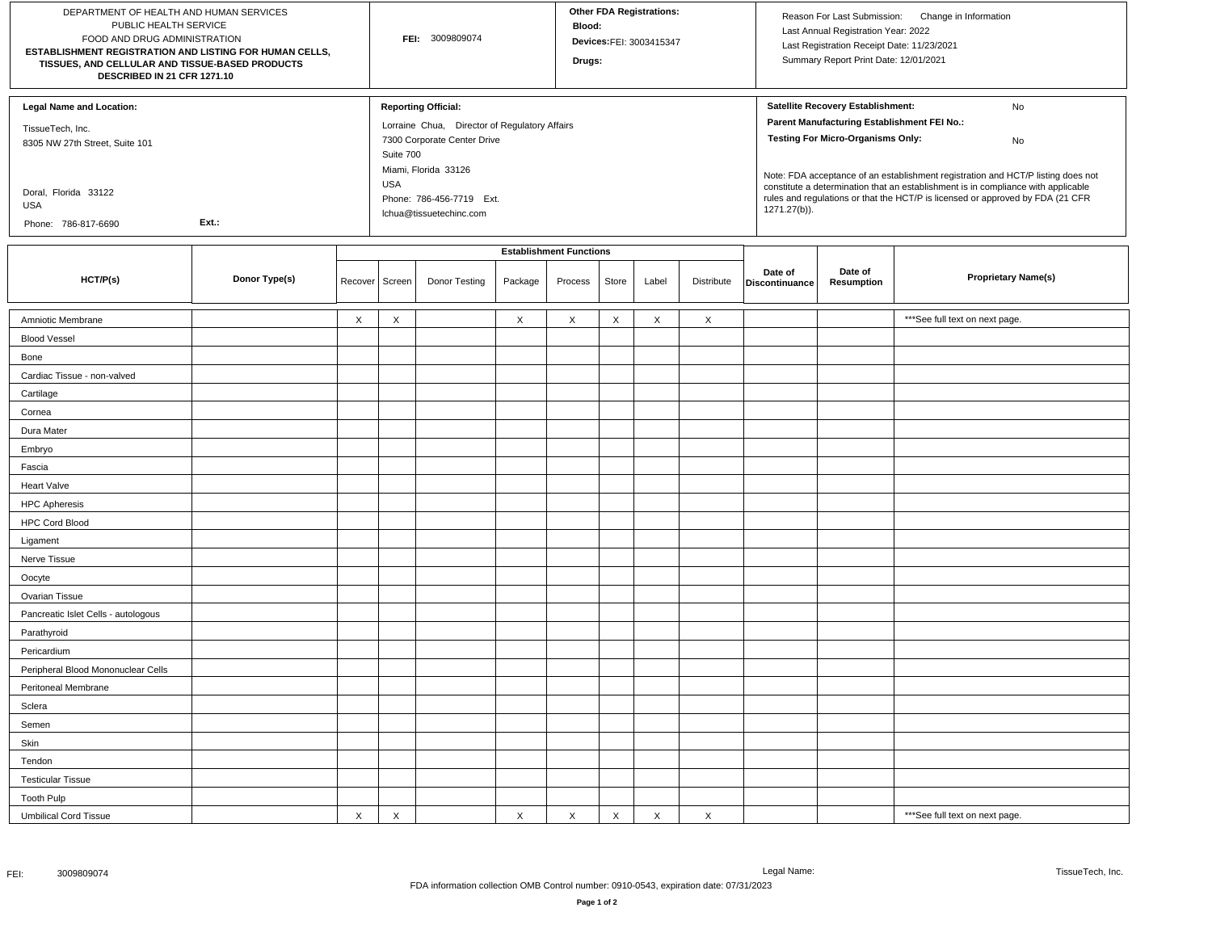DEPARTMENT OF HEALTH AND HUMAN SERVICES
PUBLIC HEALTH SERVICE
FOOD AND DRUG ADMINISTRATION

**ESTABLISHMENT REGISTRATION AND LISTING FOR HUMAN CELLS, TISSUES, AND CELLULAR AND TISSUE-BASED PRODUCTS DESCRIBED IN 21 CFR 1271.10**

**FEI:** 3009809074

**Other FDA Registrations:**
**Blood:**
**Devices:** FEI: 3003415347
**Drugs:**

Reason For Last Submission: Change in Information
Last Annual Registration Year: 2022
Last Registration Receipt Date: 11/23/2021
Summary Report Print Date: 12/01/2021

**Legal Name and Location:**

TissueTech, Inc.
8305 NW 27th Street, Suite 101

Doral, Florida 33122
USA

Phone: 786-817-6690 Ext.:

**Reporting Official:**

Lorraine Chua, Director of Regulatory Affairs
7300 Corporate Center Drive
Suite 700
Miami, Florida 33126
USA
Phone: 786-456-7719 Ext.
lchua@tissuetechinc.com

**Satellite Recovery Establishment:** No
**Parent Manufacturing Establishment FEI No.:**
**Testing For Micro-Organisms Only:** No

Note: FDA acceptance of an establishment registration and HCT/P listing does not constitute a determination that an establishment is in compliance with applicable rules and regulations or that the HCT/P is licensed or approved by FDA (21 CFR 1271.27(b)).

| HCT/P(s) | Donor Type(s) | Establishment Functions | | | | | | | | Date of Discontinuance | Date of Resumption | Proprietary Name(s) |
|---|---|---|---|---|---|---|---|---|---|---|---|---|
| | | Recover | Screen | Donor Testing | Package | Process | Store | Label | Distribute | | | |
| Amniotic Membrane | | X | X | | X | X | X | X | X | | | ***See full text on next page. |
| Blood Vessel | | | | | | | | | | | | |
| Bone | | | | | | | | | | | | |
| Cardiac Tissue - non-valved | | | | | | | | | | | | |
| Cartilage | | | | | | | | | | | | |
| Cornea | | | | | | | | | | | | |
| Dura Mater | | | | | | | | | | | | |
| Embryo | | | | | | | | | | | | |
| Fascia | | | | | | | | | | | | |
| Heart Valve | | | | | | | | | | | | |
| HPC Apheresis | | | | | | | | | | | | |
| HPC Cord Blood | | | | | | | | | | | | |
| Ligament | | | | | | | | | | | | |
| Nerve Tissue | | | | | | | | | | | | |
| Oocyte | | | | | | | | | | | | |
| Ovarian Tissue | | | | | | | | | | | | |
| Pancreatic Islet Cells - autologous | | | | | | | | | | | | |
| Parathyroid | | | | | | | | | | | | |
| Pericardium | | | | | | | | | | | | |
| Peripheral Blood Mononuclear Cells | | | | | | | | | | | | |
| Peritoneal Membrane | | | | | | | | | | | | |
| Sclera | | | | | | | | | | | | |
| Semen | | | | | | | | | | | | |
| Skin | | | | | | | | | | | | |
| Tendon | | | | | | | | | | | | |
| Testicular Tissue | | | | | | | | | | | | |
| Tooth Pulp | | | | | | | | | | | | |
| Umbilical Cord Tissue | | X | X | | X | X | X | X | X | | | ***See full text on next page. |

FEI: 3009809074 Legal Name: TissueTech, Inc.

FDA information collection OMB Control number: 0910-0543, expiration date: 07/31/2023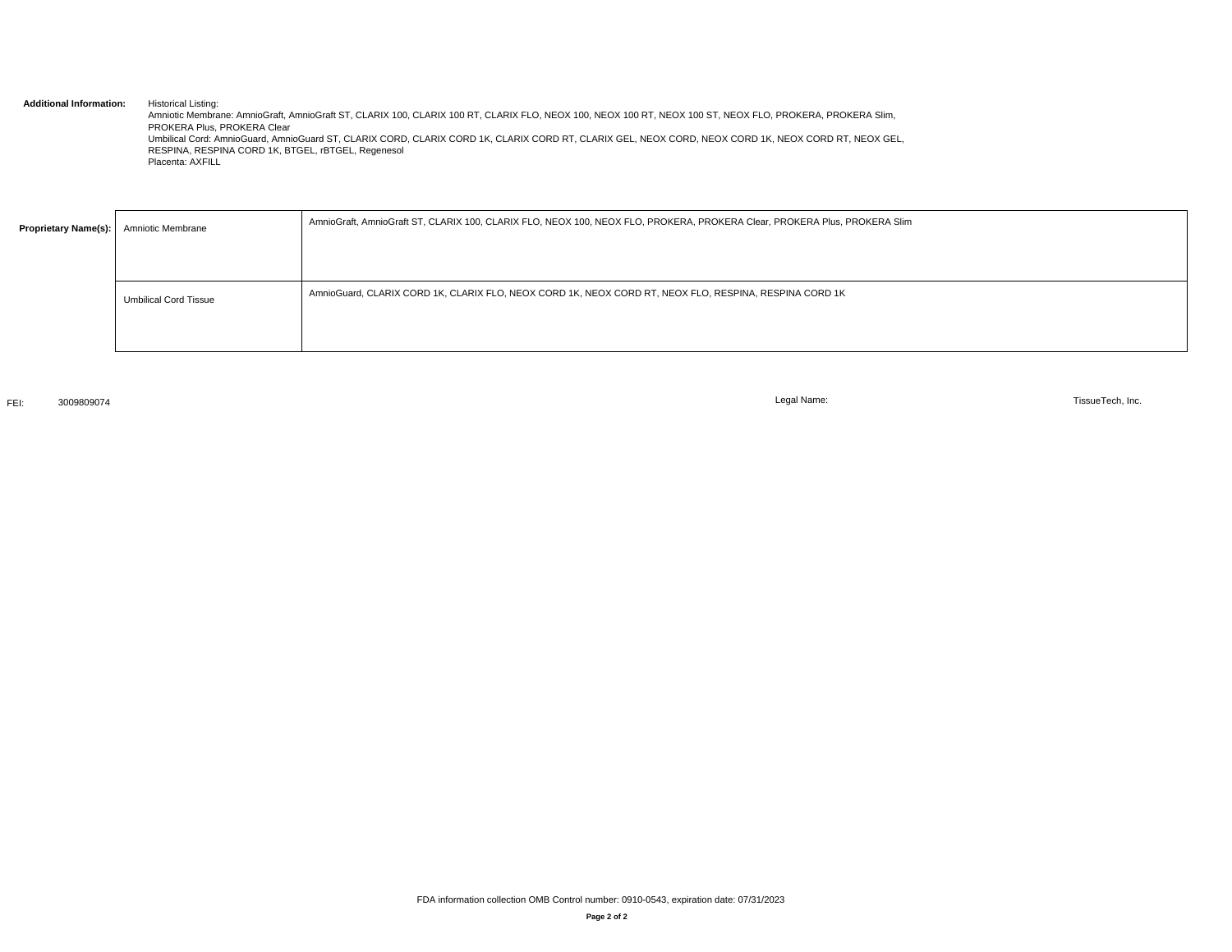**Additional Information:** Historical Listing:
Amniotic Membrane: AmnioGraft, AmnioGraft ST, CLARIX 100, CLARIX 100 RT, CLARIX FLO, NEOX 100, NEOX 100 RT, NEOX 100 ST, NEOX FLO, PROKERA, PROKERA Slim, PROKERA Plus, PROKERA Clear
Umbilical Cord: AmnioGuard, AmnioGuard ST, CLARIX CORD, CLARIX CORD 1K, CLARIX CORD RT, CLARIX GEL, NEOX CORD, NEOX CORD 1K, NEOX CORD RT, NEOX GEL, RESPINA, RESPINA CORD 1K, BTGEL, rBTGEL, Regenesol
Placenta: AXFILL

| | | |
|---|---|---|
| **Proprietary Name(s):** | Amniotic Membrane | AmnioGraft, AmnioGraft ST, CLARIX 100, CLARIX FLO, NEOX 100, NEOX FLO, PROKERA, PROKERA Clear, PROKERA Plus, PROKERA Slim |
| | Umbilical Cord Tissue | AmnioGuard, CLARIX CORD 1K, CLARIX FLO, NEOX CORD 1K, NEOX CORD RT, NEOX FLO, RESPINA, RESPINA CORD 1K |

FEI: 3009809074

Legal Name: TissueTech, Inc.

FDA information collection OMB Control number: 0910-0543, expiration date: 07/31/2023